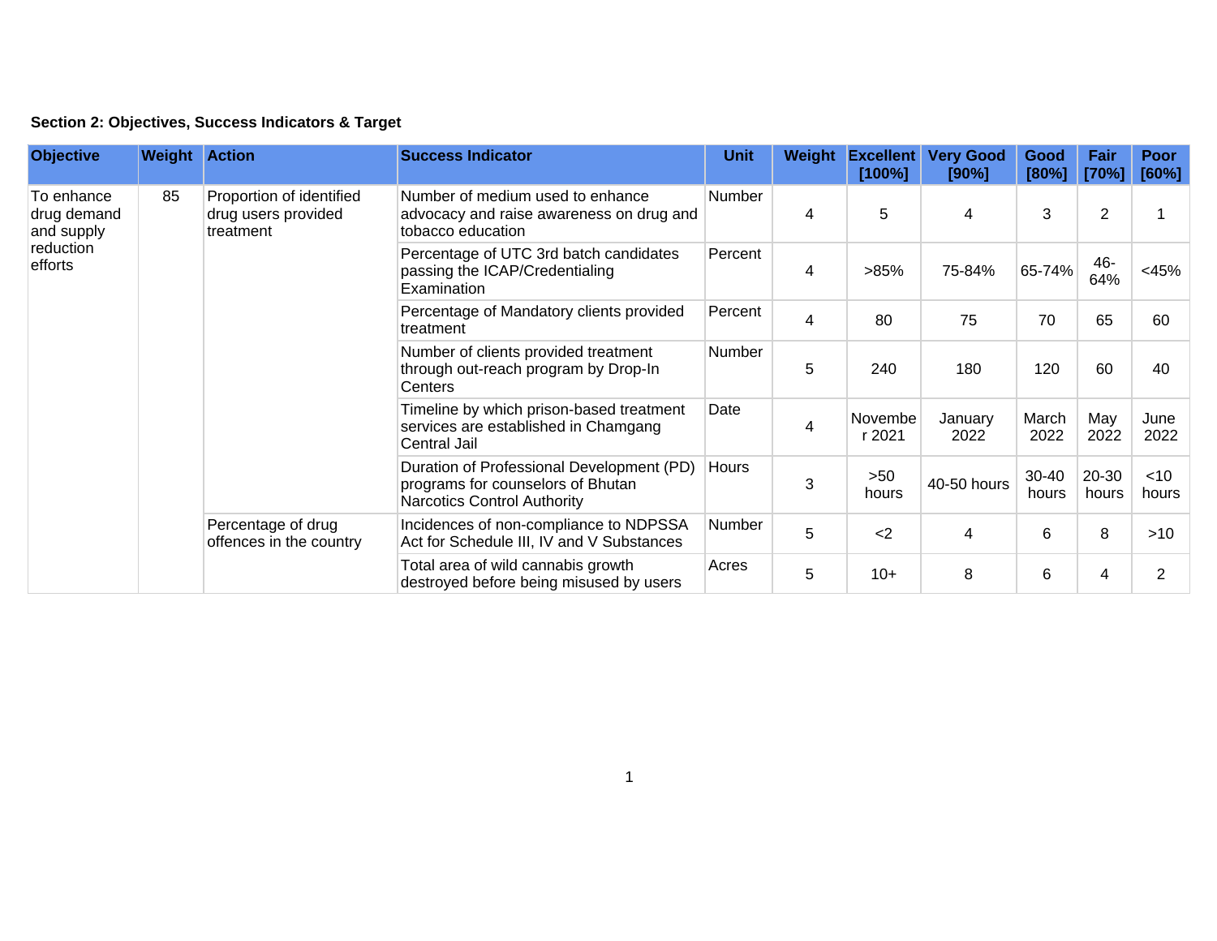**Section 2: Objectives, Success Indicators & Target**

| Objective | Weight | Action | Success Indicator | Unit | Weight | Excellent [100%] | Very Good [90%] | Good [80%] | Fair [70%] | Poor [60%] |
|---|---|---|---|---|---|---|---|---|---|---|
| To enhance drug demand and supply reduction efforts | 85 | Proportion of identified drug users provided treatment | Number of medium used to enhance advocacy and raise awareness on drug and tobacco education | Number | 4 | 5 | 4 | 3 | 2 | 1 |
| | | | Percentage of UTC 3rd batch candidates passing the ICAP/Credentialing Examination | Percent | 4 | >85% | 75-84% | 65-74% | 46-64% | <45% |
| | | | Percentage of Mandatory clients provided treatment | Percent | 4 | 80 | 75 | 70 | 65 | 60 |
| | | | Number of clients provided treatment through out-reach program by Drop-In Centers | Number | 5 | 240 | 180 | 120 | 60 | 40 |
| | | | Timeline by which prison-based treatment services are established in Chamgang Central Jail | Date | 4 | November 2021 | January 2022 | March 2022 | May 2022 | June 2022 |
| | | | Duration of Professional Development (PD) programs for counselors of Bhutan Narcotics Control Authority | Hours | 3 | >50 hours | 40-50 hours | 30-40 hours | 20-30 hours | <10 hours |
| | | Percentage of drug offences in the country | Incidences of non-compliance to NDPSSA Act for Schedule III, IV and V Substances | Number | 5 | <2 | 4 | 6 | 8 | >10 |
| | | | Total area of wild cannabis growth destroyed before being misused by users | Acres | 5 | 10+ | 8 | 6 | 4 | 2 |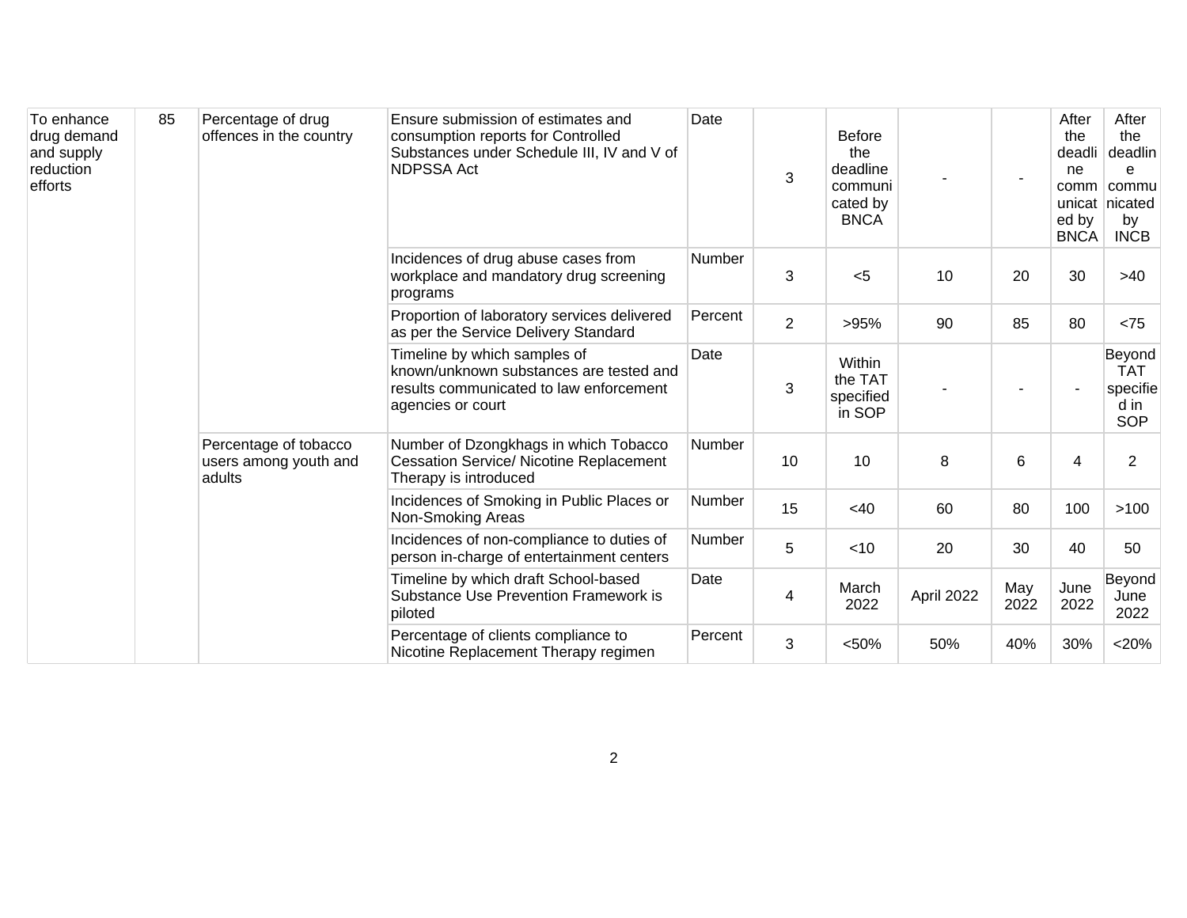| To enhance drug demand and supply reduction efforts | 85 | Percentage of drug offences in the country | Ensure submission of estimates and consumption reports for Controlled Substances under Schedule III, IV and V of NDPSSA Act | Date | 3 | Before the deadline communicated by BNCA | - | - | After the deadline communicated by BNCA | After the deadline communicated by INCB |
|---|---|---|---|---|---|---|---|---|---|---|
| | | | Incidences of drug abuse cases from workplace and mandatory drug screening programs | Number | 3 | <5 | 10 | 20 | 30 | >40 |
| | | | Proportion of laboratory services delivered as per the Service Delivery Standard | Percent | 2 | >95% | 90 | 85 | 80 | <75 |
| | | | Timeline by which samples of known/unknown substances are tested and results communicated to law enforcement agencies or court | Date | 3 | Within the TAT specified in SOP | - | - | - | Beyond TAT specified in SOP |
| | | Percentage of tobacco users among youth and adults | Number of Dzongkhags in which Tobacco Cessation Service/ Nicotine Replacement Therapy is introduced | Number | 10 | 10 | 8 | 6 | 4 | 2 |
| | | | Incidences of Smoking in Public Places or Non-Smoking Areas | Number | 15 | <40 | 60 | 80 | 100 | >100 |
| | | | Incidences of non-compliance to duties of person in-charge of entertainment centers | Number | 5 | <10 | 20 | 30 | 40 | 50 |
| | | | Timeline by which draft School-based Substance Use Prevention Framework is piloted | Date | 4 | March 2022 | April 2022 | May 2022 | June 2022 | Beyond June 2022 |
| | | | Percentage of clients compliance to Nicotine Replacement Therapy regimen | Percent | 3 | <50% | 50% | 40% | 30% | <20% |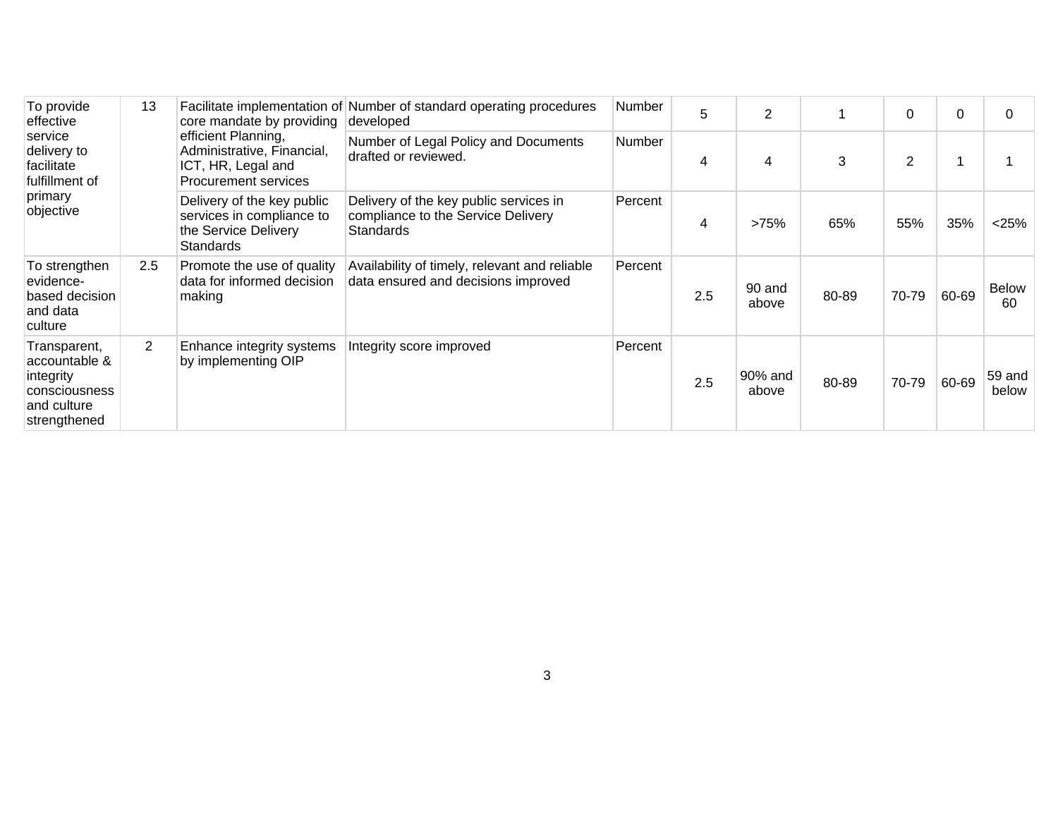| | | | | | | | | | | |
|---|---|---|---|---|---|---|---|---|---|---|
| To provide effective service delivery to facilitate fulfillment of primary objective | 13 | Facilitate implementation of core mandate by providing efficient Planning, Administrative, Financial, ICT, HR, Legal and Procurement services | Number of standard operating procedures developed | Number | 5 | 2 | 1 | 0 | 0 | 0 |
| | | | Number of Legal Policy and Documents drafted or reviewed. | Number | 4 | 4 | 3 | 2 | 1 | 1 |
| | | Delivery of the key public services in compliance to the Service Delivery Standards | Delivery of the key public services in compliance to the Service Delivery Standards | Percent | 4 | >75% | 65% | 55% | 35% | <25% |
| To strengthen evidence-based decision and data culture | 2.5 | Promote the use of quality data for informed decision making | Availability of timely, relevant and reliable data ensured and decisions improved | Percent | 2.5 | 90 and above | 80-89 | 70-79 | 60-69 | Below 60 |
| Transparent, accountable & integrity consciousness and culture strengthened | 2 | Enhance integrity systems by implementing OIP | Integrity score improved | Percent | 2.5 | 90% and above | 80-89 | 70-79 | 60-69 | 59 and below |